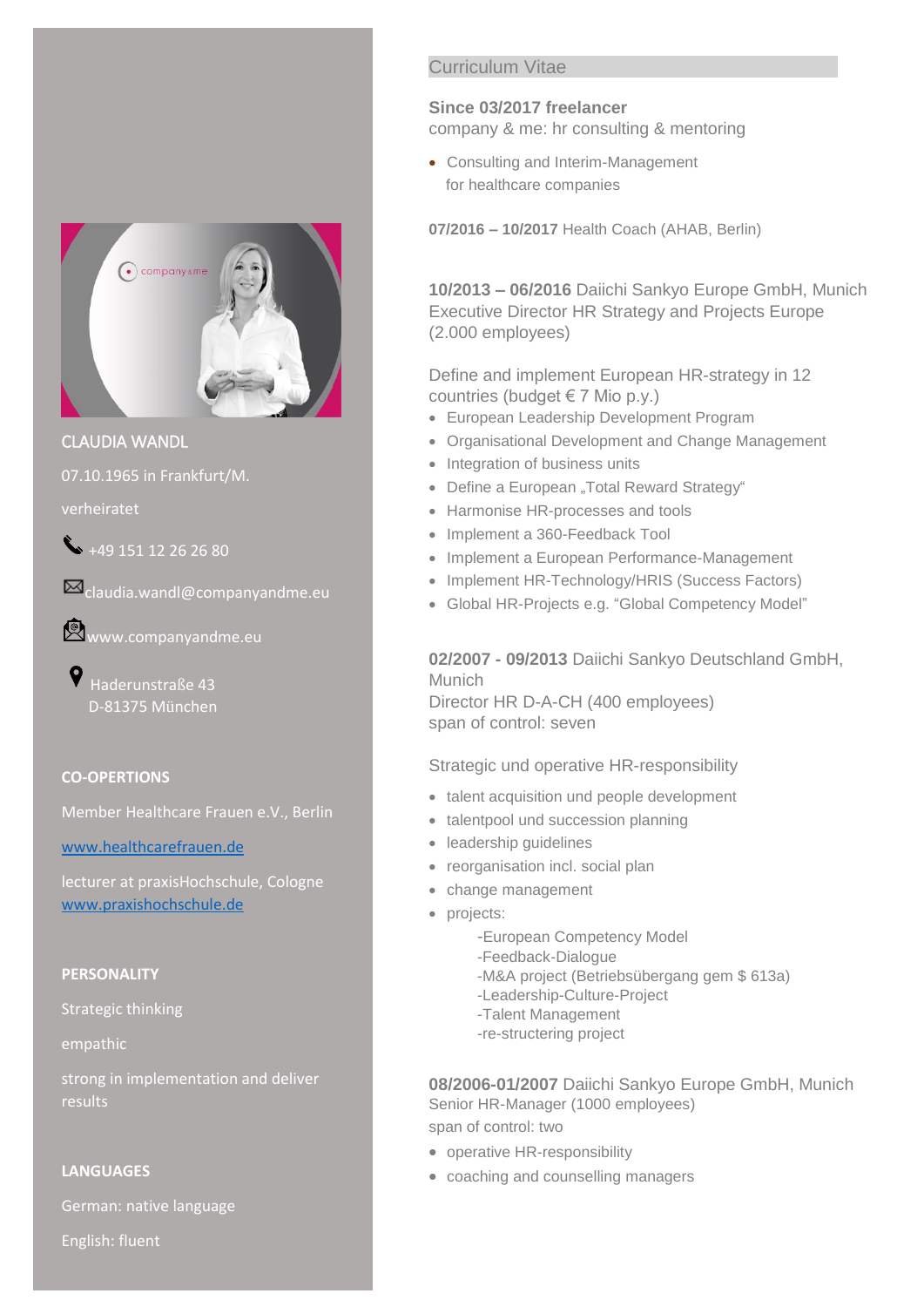CLAUDIA WANDL

07.10.1965 in Frankfurt/M.

verheiratet

+49 151 12 26 26 80

claudia.wandl@companyandme.eu

www.companyandme.eu

Haderunstraße 43
D-81375 München

**CO-OPERTIONS**

Member Healthcare Frauen e.V., Berlin

www.healthcarefrauen.de

lecturer at praxisHochschule, Cologne
www.praxishochschule.de

**PERSONALITY**

Strategic thinking

empathic

strong in implementation and deliver results

**LANGUAGES**

German: native language

English: fluent

# Curriculum Vitae

**Since 03/2017 freelancer**
company & me: hr consulting & mentoring

- Consulting and Interim-Management for healthcare companies

**07/2016 – 10/2017** Health Coach (AHAB, Berlin)

**10/2013 – 06/2016** Daiichi Sankyo Europe GmbH, Munich
Executive Director HR Strategy and Projects Europe (2.000 employees)

Define and implement European HR-strategy in 12 countries (budget € 7 Mio p.y.)

- European Leadership Development Program
- Organisational Development and Change Management
- Integration of business units
- Define a European „Total Reward Strategy"
- Harmonise HR-processes and tools
- Implement a 360-Feedback Tool
- Implement a European Performance-Management
- Implement HR-Technology/HRIS (Success Factors)
- Global HR-Projects e.g. "Global Competency Model"

**02/2007 - 09/2013** Daiichi Sankyo Deutschland GmbH, Munich
Director HR D-A-CH (400 employees)
span of control: seven

Strategic und operative HR-responsibility

- talent acquisition und people development
- talentpool und succession planning
- leadership guidelines
- reorganisation incl. social plan
- change management
- projects:
  - -European Competency Model
  - -Feedback-Dialogue
  - -M&A project (Betriebsübergang gem $ 613a)
  - -Leadership-Culture-Project
  - -Talent Management
  - -re-structering project

**08/2006-01/2007** Daiichi Sankyo Europe GmbH, Munich
Senior HR-Manager (1000 employees)
span of control: two

- operative HR-responsibility
- coaching and counselling managers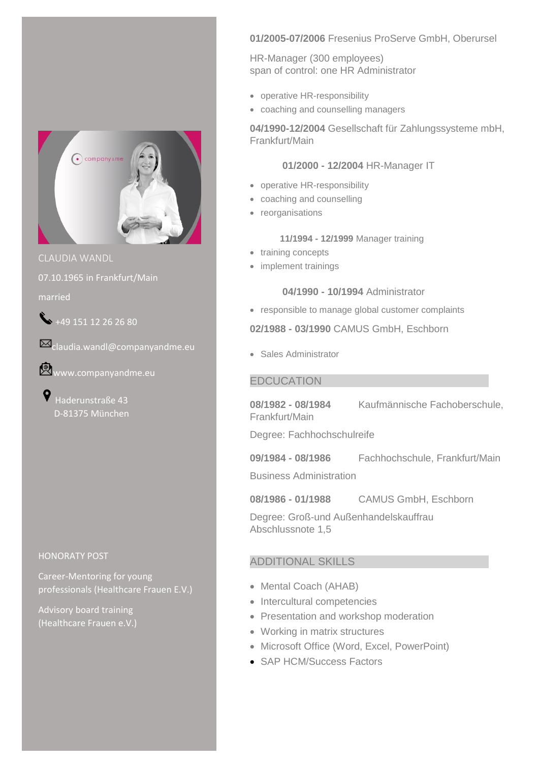CLAUDIA WANDL

07.10.1965 in Frankfurt/Main

married

+49 151 12 26 26 80

claudia.wandl@companyandme.eu

www.companyandme.eu

Haderunstraße 43
D-81375 München

HONORATY POST

Career-Mentoring for young professionals (Healthcare Frauen E.V.)

Advisory board training (Healthcare Frauen e.V.)

**01/2005-07/2006** Fresenius ProServe GmbH, Oberursel

HR-Manager (300 employees)
span of control: one HR Administrator

- operative HR-responsibility
- coaching and counselling managers

**04/1990-12/2004** Gesellschaft für Zahlungssysteme mbH, Frankfurt/Main

**01/2000 - 12/2004** HR-Manager IT

- operative HR-responsibility
- coaching and counselling
- reorganisations

**11/1994 - 12/1999** Manager training

- training concepts
- implement trainings

**04/1990 - 10/1994** Administrator

- responsible to manage global customer complaints

**02/1988 - 03/1990** CAMUS GmbH, Eschborn

- Sales Administrator

## EDCUCATION

**08/1982 - 08/1984** Kaufmännische Fachoberschule, Frankfurt/Main

Degree: Fachhochschulreife

**09/1984 - 08/1986** Fachhochschule, Frankfurt/Main

Business Administration

**08/1986 - 01/1988** CAMUS GmbH, Eschborn

Degree: Groß-und Außenhandelskauffrau
Abschlussnote 1,5

## ADDITIONAL SKILLS

- Mental Coach (AHAB)
- Intercultural competencies
- Presentation and workshop moderation
- Working in matrix structures
- Microsoft Office (Word, Excel, PowerPoint)
- SAP HCM/Success Factors